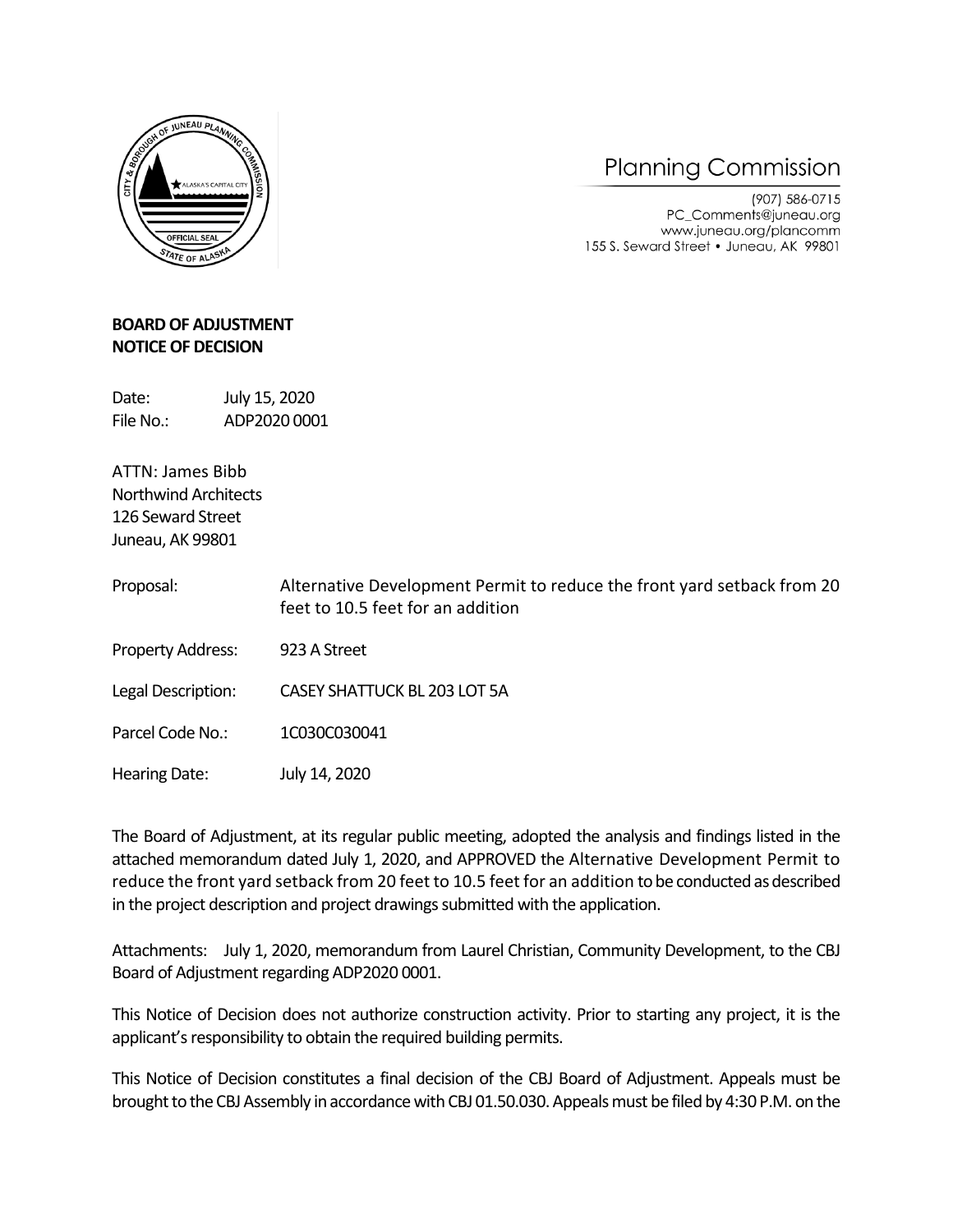Planning Commission

(907) 586-0715
PC_Comments@juneau.org
www.juneau.org/plancomm
155 S. Seward Street • Juneau, AK 99801

**BOARD OF ADJUSTMENT**
**NOTICE OF DECISION**

Date: July 15, 2020
File No.: ADP2020 0001

ATTN: James Bibb
Northwind Architects
126 Seward Street
Juneau, AK 99801

Proposal: Alternative Development Permit to reduce the front yard setback from 20 feet to 10.5 feet for an addition

Property Address: 923 A Street

Legal Description: CASEY SHATTUCK BL 203 LOT 5A

Parcel Code No.: 1C030C030041

Hearing Date: July 14, 2020

The Board of Adjustment, at its regular public meeting, adopted the analysis and findings listed in the attached memorandum dated July 1, 2020, and APPROVED the Alternative Development Permit to reduce the front yard setback from 20 feet to 10.5 feet for an addition to be conducted as described in the project description and project drawings submitted with the application.

Attachments: July 1, 2020, memorandum from Laurel Christian, Community Development, to the CBJ Board of Adjustment regarding ADP2020 0001.

This Notice of Decision does not authorize construction activity. Prior to starting any project, it is the applicant's responsibility to obtain the required building permits.

This Notice of Decision constitutes a final decision of the CBJ Board of Adjustment. Appeals must be brought to the CBJ Assembly in accordance with CBJ 01.50.030. Appeals must be filed by 4:30 P.M. on the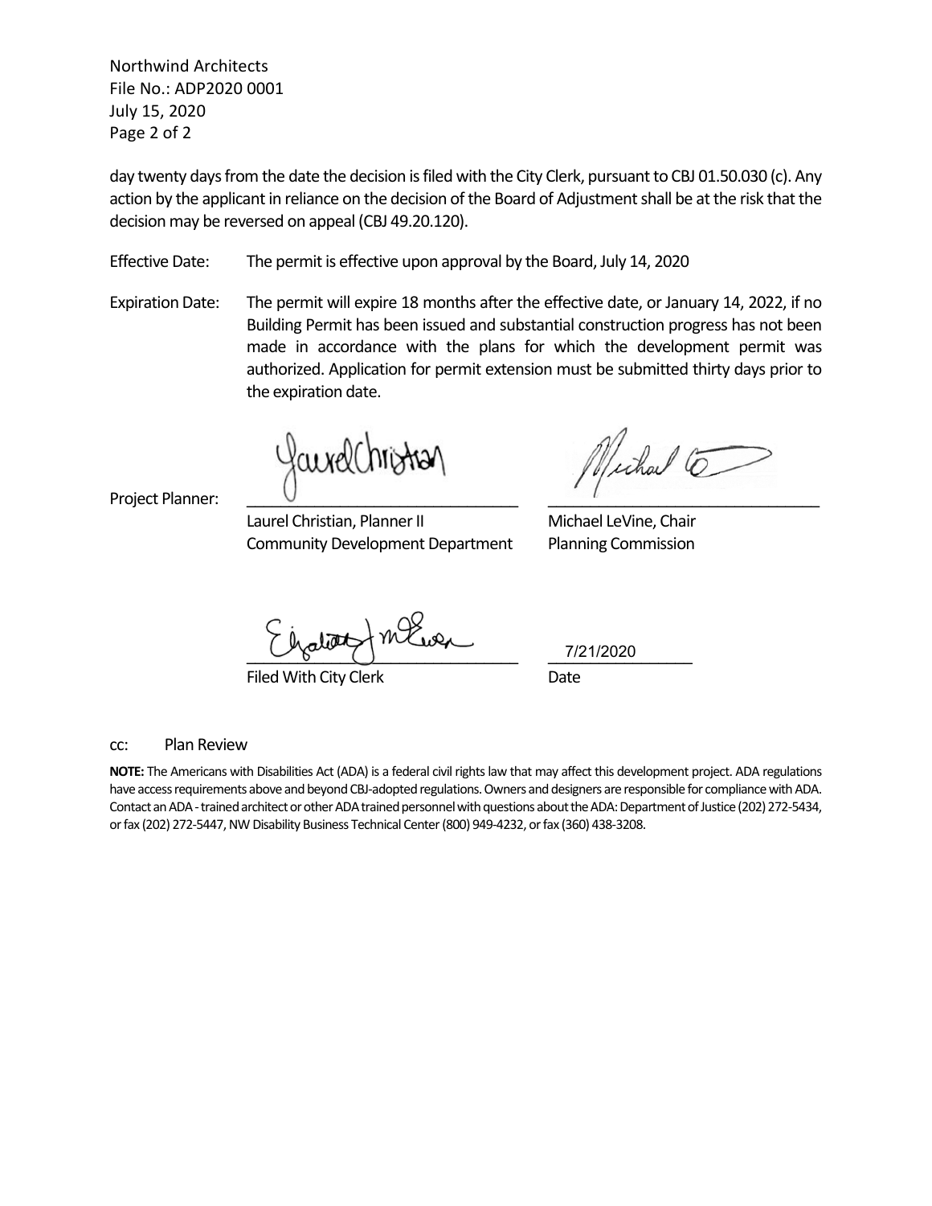day twenty days from the date the decision is filed with the City Clerk, pursuant to CBJ 01.50.030 (c). Any action by the applicant in reliance on the decision of the Board of Adjustment shall be at the risk that the decision may be reversed on appeal (CBJ 49.20.120).

Effective Date: The permit is effective upon approval by the Board, July 14, 2020

Expiration Date: The permit will expire 18 months after the effective date, or January 14, 2022, if no Building Permit has been issued and substantial construction progress has not been made in accordance with the plans for which the development permit was authorized. Application for permit extension must be submitted thirty days prior to the expiration date.

Project Planner:

Laurel Christian, Planner II
Community Development Department

Michael LeVine, Chair
Planning Commission

Filed With City Clerk

7/21/2020
Date

cc: Plan Review

**NOTE:** The Americans with Disabilities Act (ADA) is a federal civil rights law that may affect this development project. ADA regulations have access requirements above and beyond CBJ-adopted regulations. Owners and designers are responsible for compliance with ADA. Contact an ADA - trained architect or other ADA trained personnel with questions about the ADA: Department of Justice (202) 272-5434, or fax (202) 272-5447, NW Disability Business Technical Center (800) 949-4232, or fax (360) 438-3208.